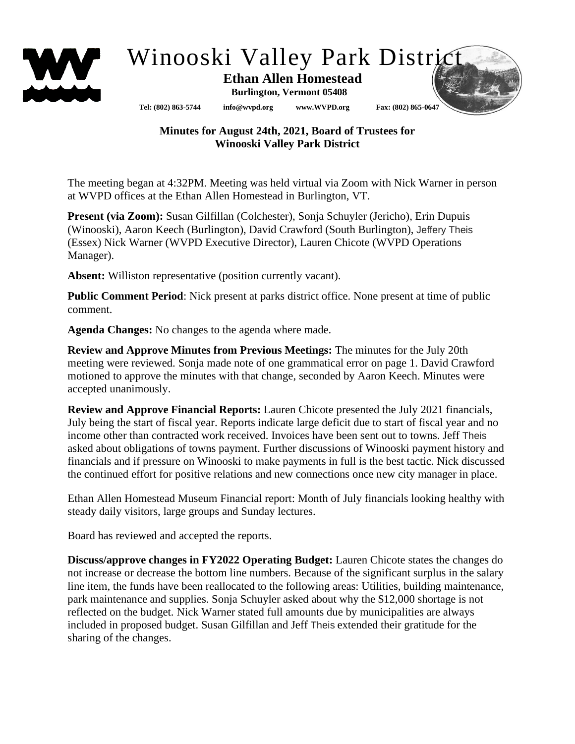# Winooski Valley Park District

**Ethan Allen Homestead**

**Burlington, Vermont 05408**

**Tel: (802) 863-5744 info@wvpd.org www.WVPD.org Fax: (802) 865-0647**

**Minutes for August 24th, 2021, Board of Trustees for Winooski Valley Park District**

The meeting began at 4:32PM. Meeting was held virtual via Zoom with Nick Warner in person at WVPD offices at the Ethan Allen Homestead in Burlington, VT.

**Present (via Zoom):** Susan Gilfillan (Colchester), Sonja Schuyler (Jericho), Erin Dupuis (Winooski), Aaron Keech (Burlington), David Crawford (South Burlington), Jeffery Theis (Essex) Nick Warner (WVPD Executive Director), Lauren Chicote (WVPD Operations Manager).

**Absent:** Williston representative (position currently vacant).

**Public Comment Period**: Nick present at parks district office. None present at time of public comment.

**Agenda Changes:** No changes to the agenda where made.

**Review and Approve Minutes from Previous Meetings:** The minutes for the July 20th meeting were reviewed. Sonja made note of one grammatical error on page 1. David Crawford motioned to approve the minutes with that change, seconded by Aaron Keech. Minutes were accepted unanimously.

**Review and Approve Financial Reports:** Lauren Chicote presented the July 2021 financials, July being the start of fiscal year. Reports indicate large deficit due to start of fiscal year and no income other than contracted work received. Invoices have been sent out to towns. Jeff Theis asked about obligations of towns payment. Further discussions of Winooski payment history and financials and if pressure on Winooski to make payments in full is the best tactic. Nick discussed the continued effort for positive relations and new connections once new city manager in place.

Ethan Allen Homestead Museum Financial report: Month of July financials looking healthy with steady daily visitors, large groups and Sunday lectures.

Board has reviewed and accepted the reports.

**Discuss/approve changes in FY2022 Operating Budget:** Lauren Chicote states the changes do not increase or decrease the bottom line numbers. Because of the significant surplus in the salary line item, the funds have been reallocated to the following areas: Utilities, building maintenance, park maintenance and supplies. Sonja Schuyler asked about why the $12,000 shortage is not reflected on the budget. Nick Warner stated full amounts due by municipalities are always included in proposed budget. Susan Gilfillan and Jeff Theis extended their gratitude for the sharing of the changes.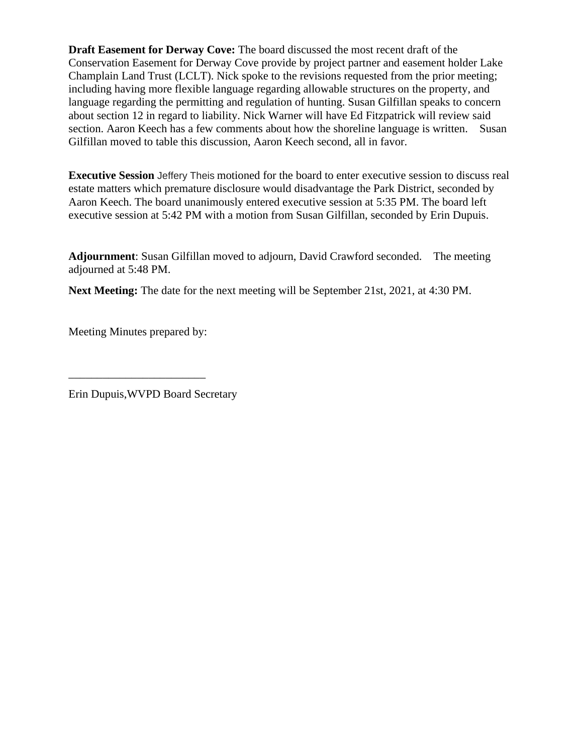**Draft Easement for Derway Cove:** The board discussed the most recent draft of the Conservation Easement for Derway Cove provide by project partner and easement holder Lake Champlain Land Trust (LCLT). Nick spoke to the revisions requested from the prior meeting; including having more flexible language regarding allowable structures on the property, and language regarding the permitting and regulation of hunting. Susan Gilfillan speaks to concern about section 12 in regard to liability. Nick Warner will have Ed Fitzpatrick will review said section. Aaron Keech has a few comments about how the shoreline language is written. Susan Gilfillan moved to table this discussion, Aaron Keech second, all in favor.

**Executive Session** Jeffery Theis motioned for the board to enter executive session to discuss real estate matters which premature disclosure would disadvantage the Park District, seconded by Aaron Keech. The board unanimously entered executive session at 5:35 PM. The board left executive session at 5:42 PM with a motion from Susan Gilfillan, seconded by Erin Dupuis.

**Adjournment**: Susan Gilfillan moved to adjourn, David Crawford seconded. The meeting adjourned at 5:48 PM.

**Next Meeting:** The date for the next meeting will be September 21st, 2021, at 4:30 PM.

Meeting Minutes prepared by:

________________________

Erin Dupuis,WVPD Board Secretary